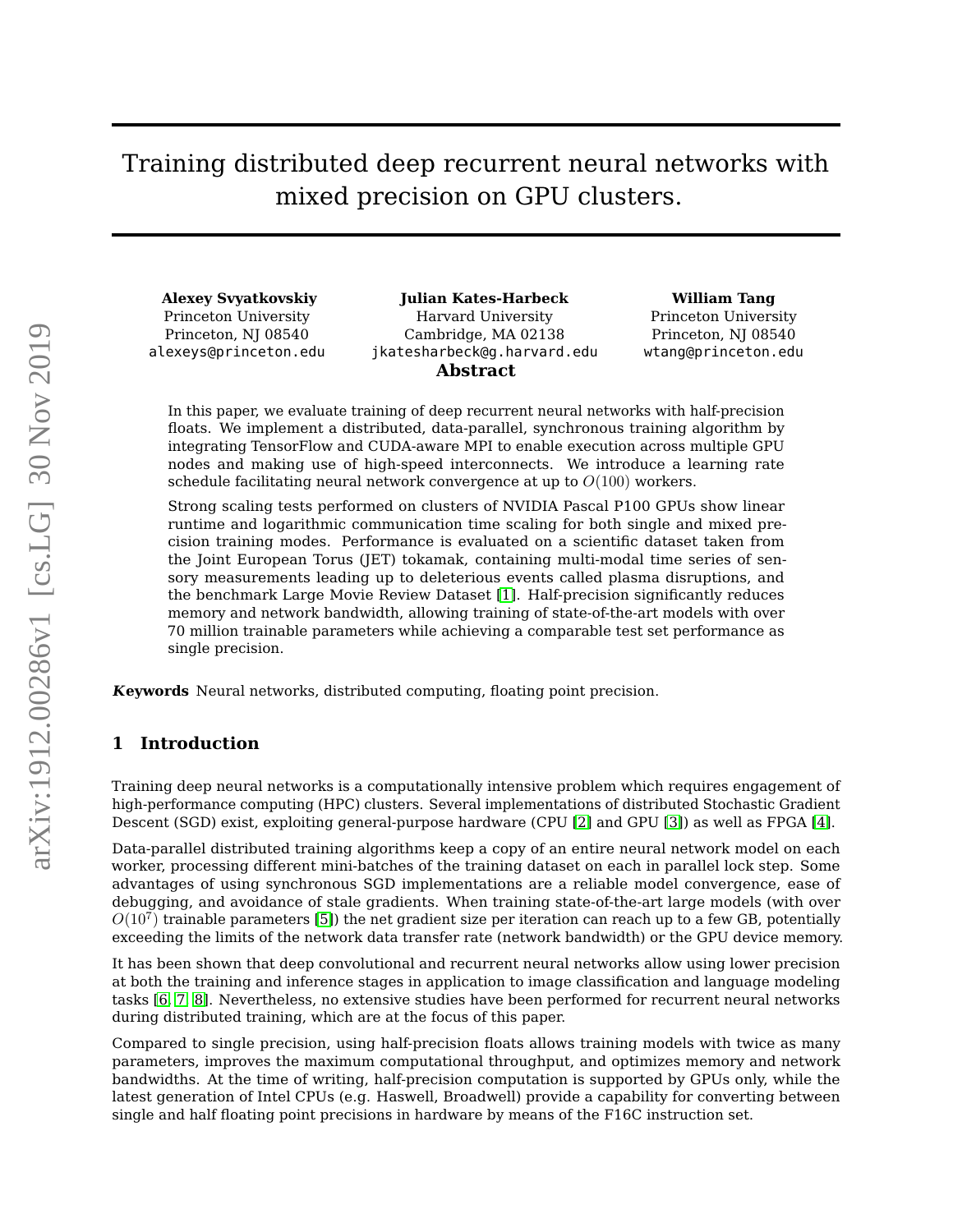// Training distributed deep recurrent neural networks with mixed precision on GPU clusters.

**Alexey Svyatkovskiy**
Princeton University
Princeton, NJ 08540
alexeys@princeton.edu

**Julian Kates-Harbeck**
Harvard University
Cambridge, MA 02138
jkatesharbeck@g.harvard.edu

**William Tang**
Princeton University
Princeton, NJ 08540
wtang@princeton.edu

## Abstract

In this paper, we evaluate training of deep recurrent neural networks with half-precision floats. We implement a distributed, data-parallel, synchronous training algorithm by integrating TensorFlow and CUDA-aware MPI to enable execution across multiple GPU nodes and making use of high-speed interconnects. We introduce a learning rate schedule facilitating neural network convergence at up to $O(100)$ workers.

Strong scaling tests performed on clusters of NVIDIA Pascal P100 GPUs show linear runtime and logarithmic communication time scaling for both single and mixed precision training modes. Performance is evaluated on a scientific dataset taken from the Joint European Torus (JET) tokamak, containing multi-modal time series of sensory measurements leading up to deleterious events called plasma disruptions, and the benchmark Large Movie Review Dataset [1]. Half-precision significantly reduces memory and network bandwidth, allowing training of state-of-the-art models with over 70 million trainable parameters while achieving a comparable test set performance as single precision.

***Keywords*** Neural networks, distributed computing, floating point precision.

## 1 Introduction

Training deep neural networks is a computationally intensive problem which requires engagement of high-performance computing (HPC) clusters. Several implementations of distributed Stochastic Gradient Descent (SGD) exist, exploiting general-purpose hardware (CPU [2] and GPU [3]) as well as FPGA [4].

Data-parallel distributed training algorithms keep a copy of an entire neural network model on each worker, processing different mini-batches of the training dataset on each in parallel lock step. Some advantages of using synchronous SGD implementations are a reliable model convergence, ease of debugging, and avoidance of stale gradients. When training state-of-the-art large models (with over $O(10^7)$ trainable parameters [5]) the net gradient size per iteration can reach up to a few GB, potentially exceeding the limits of the network data transfer rate (network bandwidth) or the GPU device memory.

It has been shown that deep convolutional and recurrent neural networks allow using lower precision at both the training and inference stages in application to image classification and language modeling tasks [6, 7, 8]. Nevertheless, no extensive studies have been performed for recurrent neural networks during distributed training, which are at the focus of this paper.

Compared to single precision, using half-precision floats allows training models with twice as many parameters, improves the maximum computational throughput, and optimizes memory and network bandwidths. At the time of writing, half-precision computation is supported by GPUs only, while the latest generation of Intel CPUs (e.g. Haswell, Broadwell) provide a capability for converting between single and half floating point precisions in hardware by means of the F16C instruction set.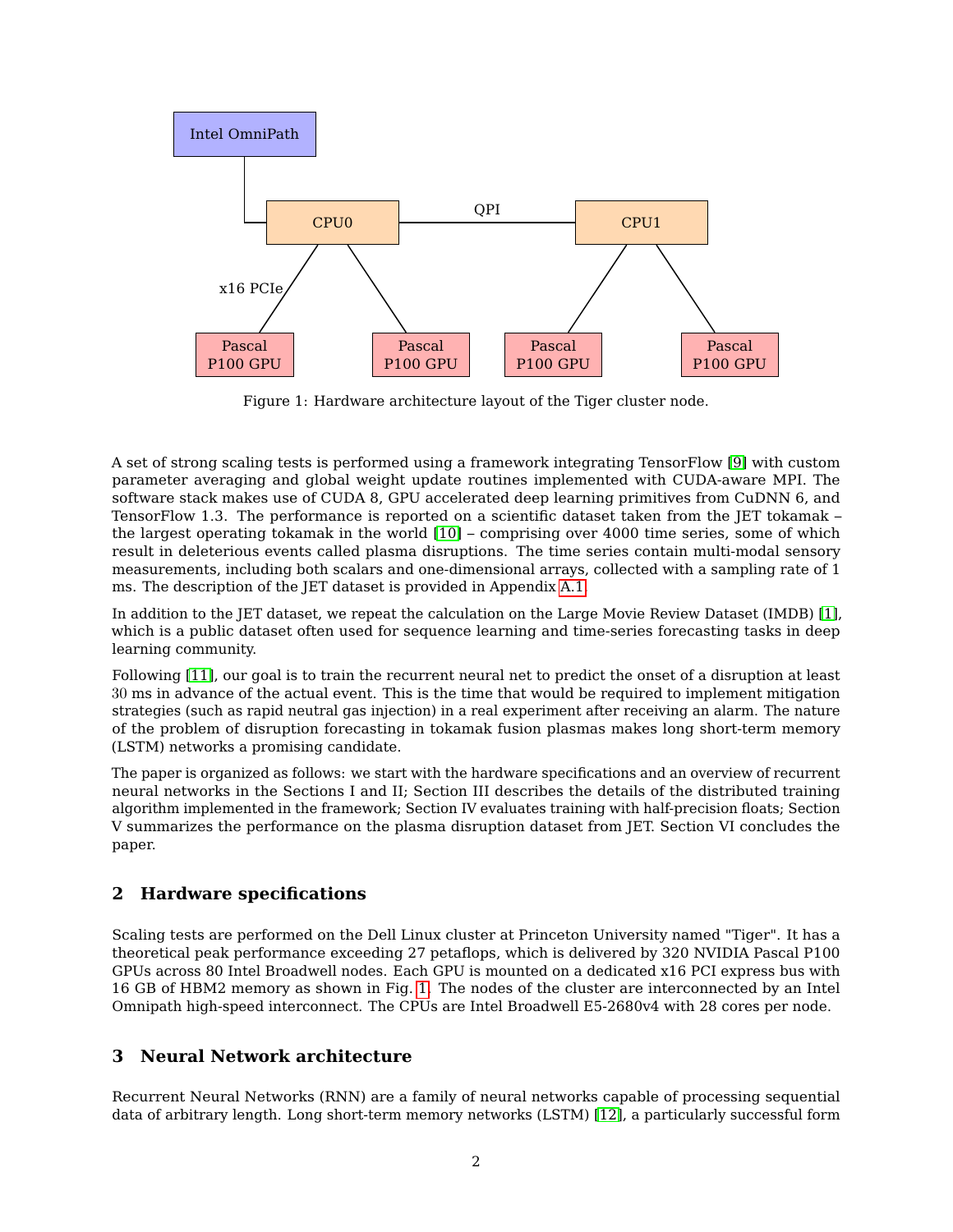Figure 1: Hardware architecture layout of the Tiger cluster node.

A set of strong scaling tests is performed using a framework integrating TensorFlow [9] with custom parameter averaging and global weight update routines implemented with CUDA-aware MPI. The software stack makes use of CUDA 8, GPU accelerated deep learning primitives from CuDNN 6, and TensorFlow 1.3. The performance is reported on a scientific dataset taken from the JET tokamak – the largest operating tokamak in the world [10] – comprising over 4000 time series, some of which result in deleterious events called plasma disruptions. The time series contain multi-modal sensory measurements, including both scalars and one-dimensional arrays, collected with a sampling rate of 1 ms. The description of the JET dataset is provided in Appendix A.1.

In addition to the JET dataset, we repeat the calculation on the Large Movie Review Dataset (IMDB) [1], which is a public dataset often used for sequence learning and time-series forecasting tasks in deep learning community.

Following [11], our goal is to train the recurrent neural net to predict the onset of a disruption at least 30 ms in advance of the actual event. This is the time that would be required to implement mitigation strategies (such as rapid neutral gas injection) in a real experiment after receiving an alarm. The nature of the problem of disruption forecasting in tokamak fusion plasmas makes long short-term memory (LSTM) networks a promising candidate.

The paper is organized as follows: we start with the hardware specifications and an overview of recurrent neural networks in the Sections I and II; Section III describes the details of the distributed training algorithm implemented in the framework; Section IV evaluates training with half-precision floats; Section V summarizes the performance on the plasma disruption dataset from JET. Section VI concludes the paper.

## 2 Hardware specifications

Scaling tests are performed on the Dell Linux cluster at Princeton University named "Tiger". It has a theoretical peak performance exceeding 27 petaflops, which is delivered by 320 NVIDIA Pascal P100 GPUs across 80 Intel Broadwell nodes. Each GPU is mounted on a dedicated x16 PCI express bus with 16 GB of HBM2 memory as shown in Fig. 1. The nodes of the cluster are interconnected by an Intel Omnipath high-speed interconnect. The CPUs are Intel Broadwell E5-2680v4 with 28 cores per node.

## 3 Neural Network architecture

Recurrent Neural Networks (RNN) are a family of neural networks capable of processing sequential data of arbitrary length. Long short-term memory networks (LSTM) [12], a particularly successful form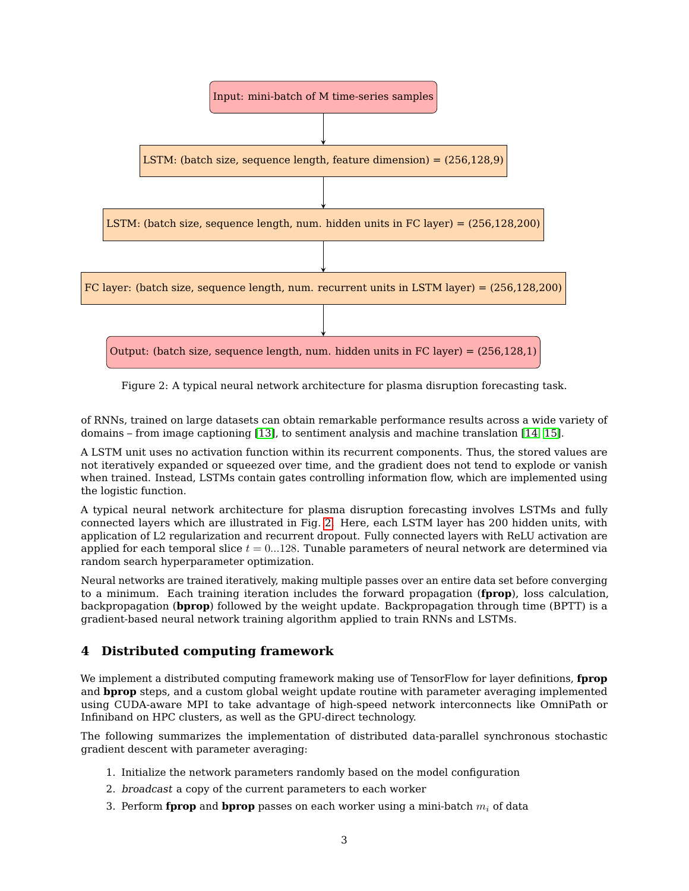Input: mini-batch of M time-series samples

LSTM: (batch size, sequence length, feature dimension) = (256,128,9)

LSTM: (batch size, sequence length, num. hidden units in FC layer) = (256,128,200)

FC layer: (batch size, sequence length, num. recurrent units in LSTM layer) = (256,128,200)

Output: (batch size, sequence length, num. hidden units in FC layer) = (256,128,1)

Figure 2: A typical neural network architecture for plasma disruption forecasting task.

of RNNs, trained on large datasets can obtain remarkable performance results across a wide variety of domains – from image captioning [13], to sentiment analysis and machine translation [14, 15].

A LSTM unit uses no activation function within its recurrent components. Thus, the stored values are not iteratively expanded or squeezed over time, and the gradient does not tend to explode or vanish when trained. Instead, LSTMs contain gates controlling information flow, which are implemented using the logistic function.

A typical neural network architecture for plasma disruption forecasting involves LSTMs and fully connected layers which are illustrated in Fig. 2. Here, each LSTM layer has 200 hidden units, with application of L2 regularization and recurrent dropout. Fully connected layers with ReLU activation are applied for each temporal slice $t = 0...128$. Tunable parameters of neural network are determined via random search hyperparameter optimization.

Neural networks are trained iteratively, making multiple passes over an entire data set before converging to a minimum. Each training iteration includes the forward propagation (**fprop**), loss calculation, backpropagation (**bprop**) followed by the weight update. Backpropagation through time (BPTT) is a gradient-based neural network training algorithm applied to train RNNs and LSTMs.

## 4 Distributed computing framework

We implement a distributed computing framework making use of TensorFlow for layer definitions, **fprop** and **bprop** steps, and a custom global weight update routine with parameter averaging implemented using CUDA-aware MPI to take advantage of high-speed network interconnects like OmniPath or Infiniband on HPC clusters, as well as the GPU-direct technology.

The following summarizes the implementation of distributed data-parallel synchronous stochastic gradient descent with parameter averaging:

1. Initialize the network parameters randomly based on the model configuration
2. *broadcast* a copy of the current parameters to each worker
3. Perform **fprop** and **bprop** passes on each worker using a mini-batch $m_i$ of data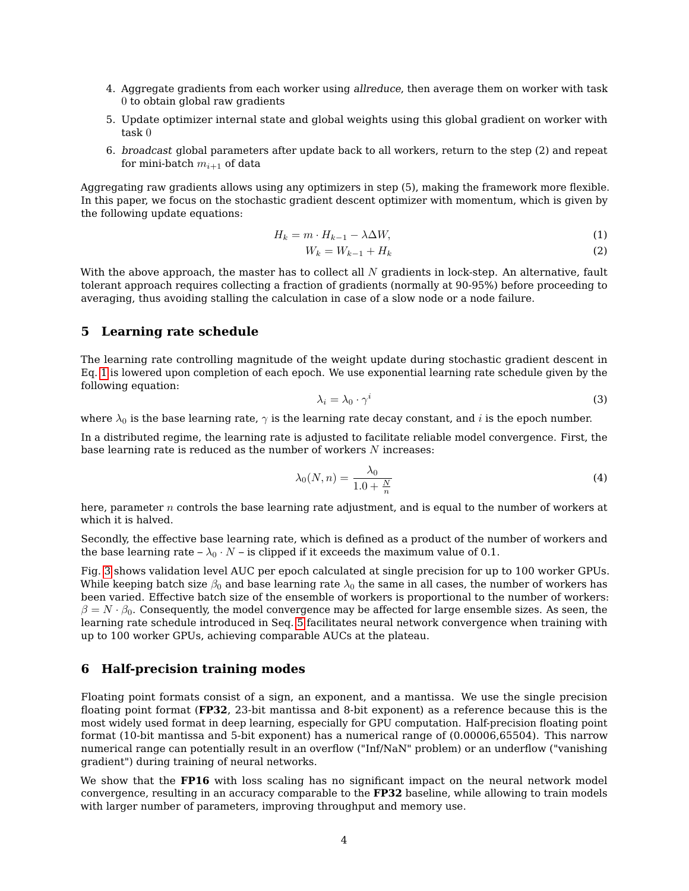4. Aggregate gradients from each worker using *allreduce*, then average them on worker with task 0 to obtain global raw gradients
5. Update optimizer internal state and global weights using this global gradient on worker with task 0
6. *broadcast* global parameters after update back to all workers, return to the step (2) and repeat for mini-batch $m_{i+1}$ of data

Aggregating raw gradients allows using any optimizers in step (5), making the framework more flexible. In this paper, we focus on the stochastic gradient descent optimizer with momentum, which is given by the following update equations:

$$H_k = m \cdot H_{k-1} - \lambda \Delta W, \tag{1}$$

$$W_k = W_{k-1} + H_k \tag{2}$$

With the above approach, the master has to collect all $N$ gradients in lock-step. An alternative, fault tolerant approach requires collecting a fraction of gradients (normally at 90-95%) before proceeding to averaging, thus avoiding stalling the calculation in case of a slow node or a node failure.

## 5 Learning rate schedule

The learning rate controlling magnitude of the weight update during stochastic gradient descent in Eq. 1 is lowered upon completion of each epoch. We use exponential learning rate schedule given by the following equation:

$$\lambda_i = \lambda_0 \cdot \gamma^i \tag{3}$$

where $\lambda_0$ is the base learning rate, $\gamma$ is the learning rate decay constant, and $i$ is the epoch number.

In a distributed regime, the learning rate is adjusted to facilitate reliable model convergence. First, the base learning rate is reduced as the number of workers $N$ increases:

$$\lambda_0(N, n) = \frac{\lambda_0}{1.0 + \frac{N}{n}} \tag{4}$$

here, parameter $n$ controls the base learning rate adjustment, and is equal to the number of workers at which it is halved.

Secondly, the effective base learning rate, which is defined as a product of the number of workers and the base learning rate – $\lambda_0 \cdot N$ – is clipped if it exceeds the maximum value of 0.1.

Fig. 3 shows validation level AUC per epoch calculated at single precision for up to 100 worker GPUs. While keeping batch size $\beta_0$ and base learning rate $\lambda_0$ the same in all cases, the number of workers has been varied. Effective batch size of the ensemble of workers is proportional to the number of workers: $\beta = N \cdot \beta_0$. Consequently, the model convergence may be affected for large ensemble sizes. As seen, the learning rate schedule introduced in Seq. 5 facilitates neural network convergence when training with up to 100 worker GPUs, achieving comparable AUCs at the plateau.

## 6 Half-precision training modes

Floating point formats consist of a sign, an exponent, and a mantissa. We use the single precision floating point format (**FP32**, 23-bit mantissa and 8-bit exponent) as a reference because this is the most widely used format in deep learning, especially for GPU computation. Half-precision floating point format (10-bit mantissa and 5-bit exponent) has a numerical range of (0.00006,65504). This narrow numerical range can potentially result in an overflow ("Inf/NaN" problem) or an underflow ("vanishing gradient") during training of neural networks.

We show that the **FP16** with loss scaling has no significant impact on the neural network model convergence, resulting in an accuracy comparable to the **FP32** baseline, while allowing to train models with larger number of parameters, improving throughput and memory use.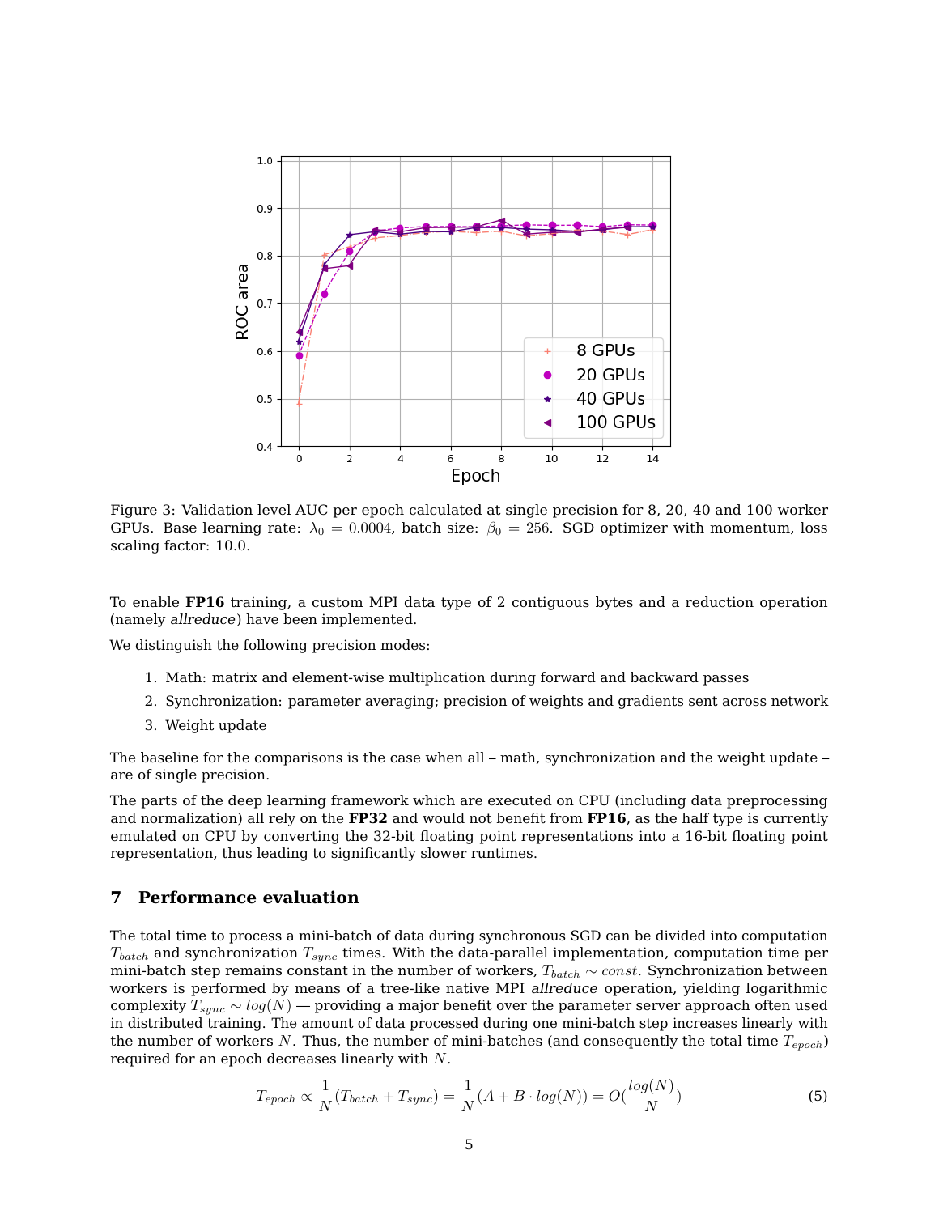Figure 3: Validation level AUC per epoch calculated at single precision for 8, 20, 40 and 100 worker GPUs. Base learning rate: $\lambda_0 = 0.0004$, batch size: $\beta_0 = 256$. SGD optimizer with momentum, loss scaling factor: 10.0.

To enable **FP16** training, a custom MPI data type of 2 contiguous bytes and a reduction operation (namely *allreduce*) have been implemented.

We distinguish the following precision modes:

1. Math: matrix and element-wise multiplication during forward and backward passes
2. Synchronization: parameter averaging; precision of weights and gradients sent across network
3. Weight update

The baseline for the comparisons is the case when all – math, synchronization and the weight update – are of single precision.

The parts of the deep learning framework which are executed on CPU (including data preprocessing and normalization) all rely on the **FP32** and would not benefit from **FP16**, as the half type is currently emulated on CPU by converting the 32-bit floating point representations into a 16-bit floating point representation, thus leading to significantly slower runtimes.

## 7 Performance evaluation

The total time to process a mini-batch of data during synchronous SGD can be divided into computation $T_{batch}$ and synchronization $T_{sync}$ times. With the data-parallel implementation, computation time per mini-batch step remains constant in the number of workers, $T_{batch} \sim const$. Synchronization between workers is performed by means of a tree-like native MPI *allreduce* operation, yielding logarithmic complexity $T_{sync} \sim log(N)$ — providing a major benefit over the parameter server approach often used in distributed training. The amount of data processed during one mini-batch step increases linearly with the number of workers $N$. Thus, the number of mini-batches (and consequently the total time $T_{epoch}$) required for an epoch decreases linearly with $N$.

$$T_{epoch} \propto \frac{1}{N}(T_{batch} + T_{sync}) = \frac{1}{N}(A + B \cdot log(N)) = O(\frac{log(N)}{N}) \tag{5}$$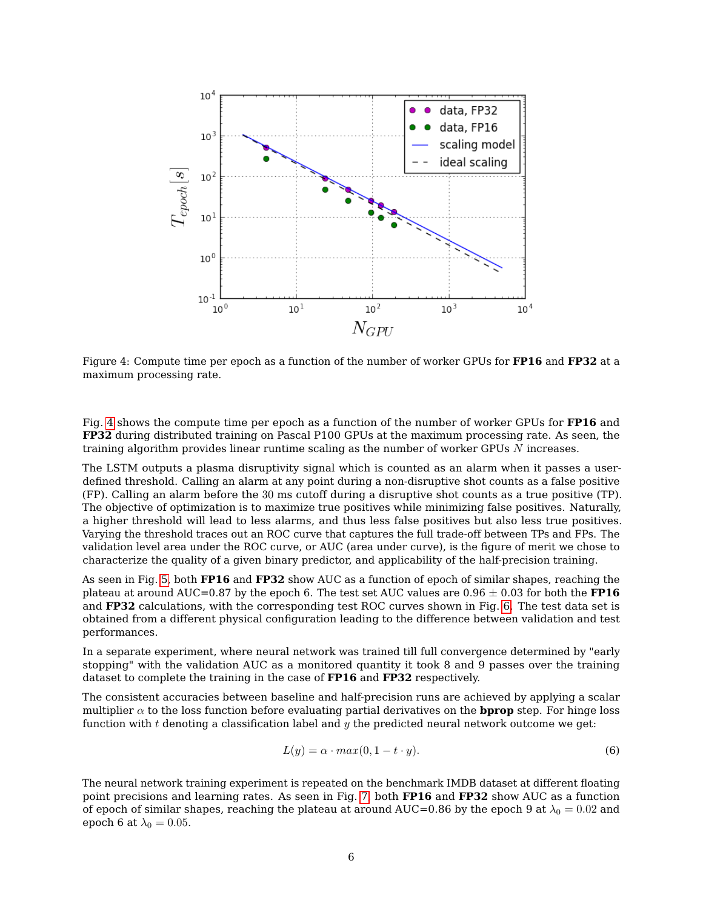Figure 4: Compute time per epoch as a function of the number of worker GPUs for **FP16** and **FP32** at a maximum processing rate.

Fig. 4 shows the compute time per epoch as a function of the number of worker GPUs for **FP16** and **FP32** during distributed training on Pascal P100 GPUs at the maximum processing rate. As seen, the training algorithm provides linear runtime scaling as the number of worker GPUs $N$ increases.

The LSTM outputs a plasma disruptivity signal which is counted as an alarm when it passes a user-defined threshold. Calling an alarm at any point during a non-disruptive shot counts as a false positive (FP). Calling an alarm before the 30 ms cutoff during a disruptive shot counts as a true positive (TP). The objective of optimization is to maximize true positives while minimizing false positives. Naturally, a higher threshold will lead to less alarms, and thus less false positives but also less true positives. Varying the threshold traces out an ROC curve that captures the full trade-off between TPs and FPs. The validation level area under the ROC curve, or AUC (area under curve), is the figure of merit we chose to characterize the quality of a given binary predictor, and applicability of the half-precision training.

As seen in Fig. 5, both **FP16** and **FP32** show AUC as a function of epoch of similar shapes, reaching the plateau at around AUC=0.87 by the epoch 6. The test set AUC values are $0.96 \pm 0.03$ for both the **FP16** and **FP32** calculations, with the corresponding test ROC curves shown in Fig. 6. The test data set is obtained from a different physical configuration leading to the difference between validation and test performances.

In a separate experiment, where neural network was trained till full convergence determined by "early stopping" with the validation AUC as a monitored quantity it took 8 and 9 passes over the training dataset to complete the training in the case of **FP16** and **FP32** respectively.

The consistent accuracies between baseline and half-precision runs are achieved by applying a scalar multiplier $\alpha$ to the loss function before evaluating partial derivatives on the **bprop** step. For hinge loss function with $t$ denoting a classification label and $y$ the predicted neural network outcome we get:

$$L(y) = \alpha \cdot max(0, 1 - t \cdot y). \tag{6}$$

The neural network training experiment is repeated on the benchmark IMDB dataset at different floating point precisions and learning rates. As seen in Fig. 7, both **FP16** and **FP32** show AUC as a function of epoch of similar shapes, reaching the plateau at around AUC=0.86 by the epoch 9 at $\lambda_0 = 0.02$ and epoch 6 at $\lambda_0 = 0.05$.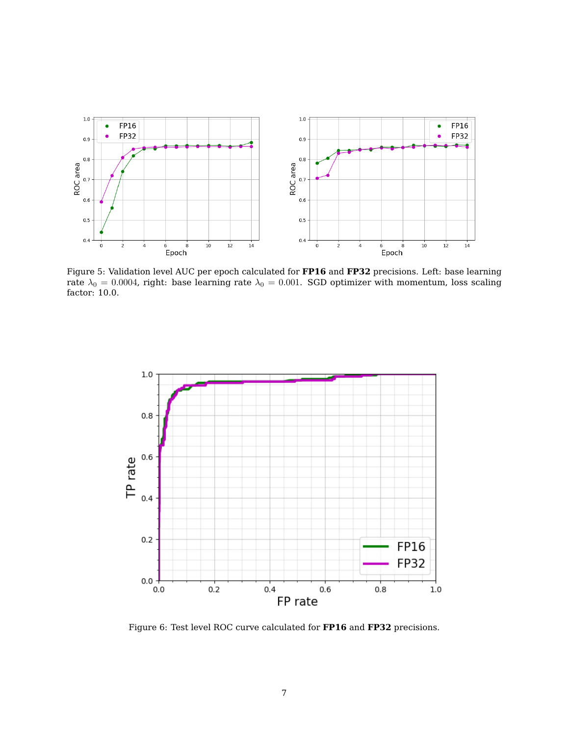Figure 5: Validation level AUC per epoch calculated for **FP16** and **FP32** precisions. Left: base learning rate $\lambda_0 = 0.0004$, right: base learning rate $\lambda_0 = 0.001$. SGD optimizer with momentum, loss scaling factor: 10.0.

Figure 6: Test level ROC curve calculated for **FP16** and **FP32** precisions.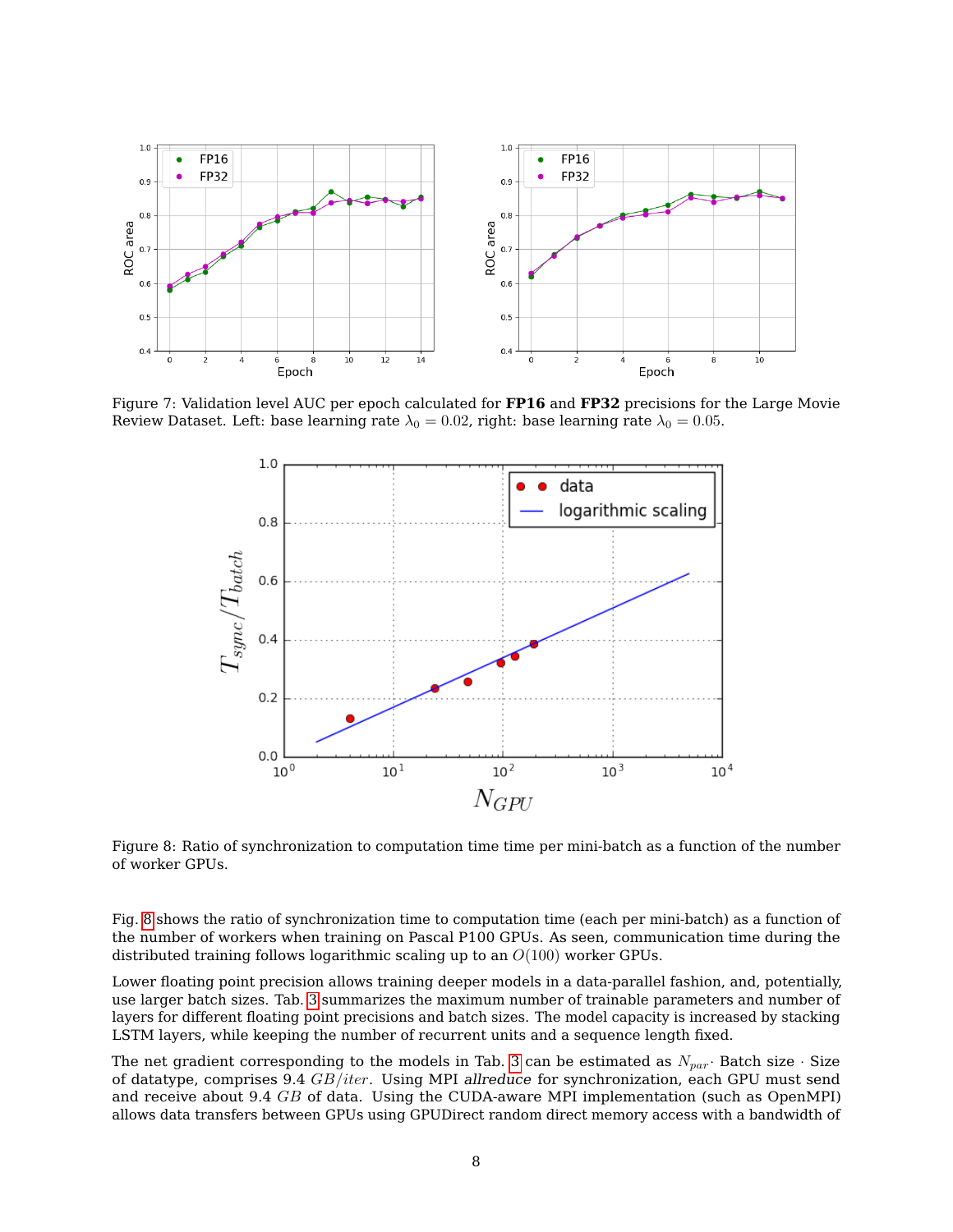Figure 7: Validation level AUC per epoch calculated for **FP16** and **FP32** precisions for the Large Movie Review Dataset. Left: base learning rate $\lambda_0 = 0.02$, right: base learning rate $\lambda_0 = 0.05$.

Figure 8: Ratio of synchronization to computation time time per mini-batch as a function of the number of worker GPUs.

Fig. 8 shows the ratio of synchronization time to computation time (each per mini-batch) as a function of the number of workers when training on Pascal P100 GPUs. As seen, communication time during the distributed training follows logarithmic scaling up to an $O(100)$ worker GPUs.

Lower floating point precision allows training deeper models in a data-parallel fashion, and, potentially, use larger batch sizes. Tab. 3 summarizes the maximum number of trainable parameters and number of layers for different floating point precisions and batch sizes. The model capacity is increased by stacking LSTM layers, while keeping the number of recurrent units and a sequence length fixed.

The net gradient corresponding to the models in Tab. 3 can be estimated as $N_{par} \cdot$ Batch size $\cdot$ Size of datatype, comprises 9.4 $GB/iter$. Using MPI *allreduce* for synchronization, each GPU must send and receive about 9.4 $GB$ of data. Using the CUDA-aware MPI implementation (such as OpenMPI) allows data transfers between GPUs using GPUDirect random direct memory access with a bandwidth of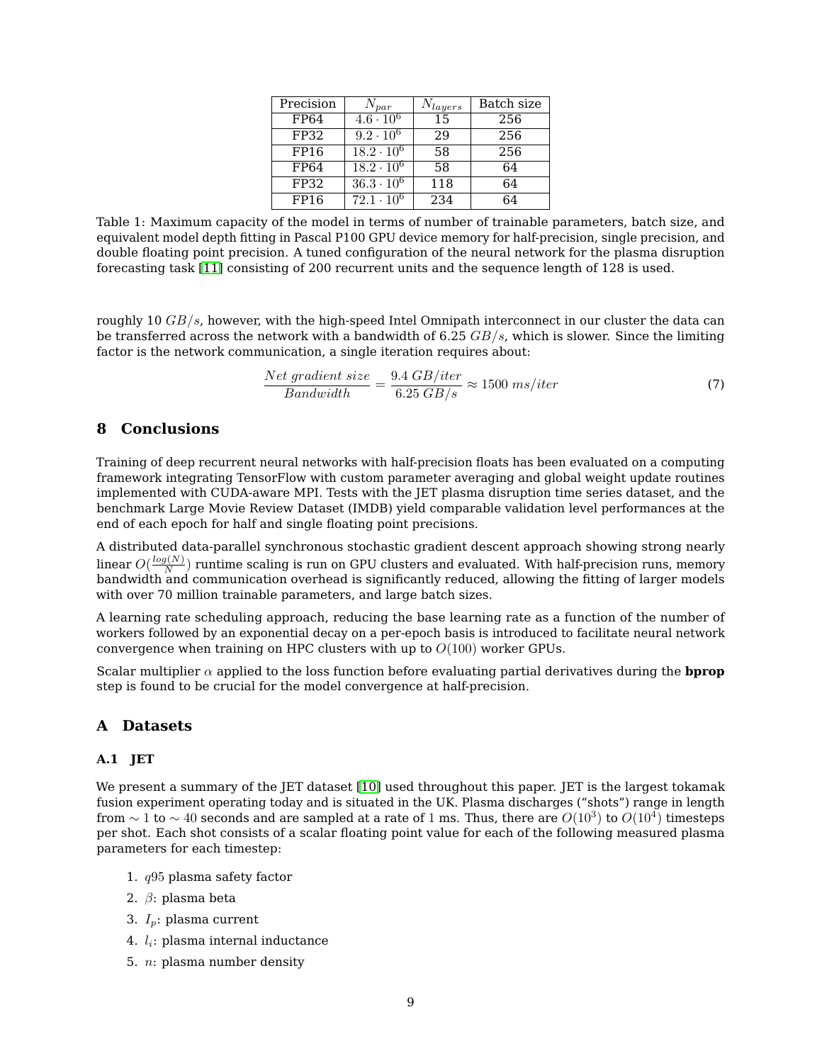| Precision | $N_{par}$ | $N_{layers}$ | Batch size |
|---|---|---|---|
| FP64 | $4.6 \cdot 10^6$ | 15 | 256 |
| FP32 | $9.2 \cdot 10^6$ | 29 | 256 |
| FP16 | $18.2 \cdot 10^6$ | 58 | 256 |
| FP64 | $18.2 \cdot 10^6$ | 58 | 64 |
| FP32 | $36.3 \cdot 10^6$ | 118 | 64 |
| FP16 | $72.1 \cdot 10^6$ | 234 | 64 |

Table 1: Maximum capacity of the model in terms of number of trainable parameters, batch size, and equivalent model depth fitting in Pascal P100 GPU device memory for half-precision, single precision, and double floating point precision. A tuned configuration of the neural network for the plasma disruption forecasting task [11] consisting of 200 recurrent units and the sequence length of 128 is used.

roughly 10 $GB/s$, however, with the high-speed Intel Omnipath interconnect in our cluster the data can be transferred across the network with a bandwidth of 6.25 $GB/s$, which is slower. Since the limiting factor is the network communication, a single iteration requires about:

$$\frac{Net\ gradient\ size}{Bandwidth} = \frac{9.4\ GB/iter}{6.25\ GB/s} \approx 1500\ ms/iter \tag{7}$$

## 8 Conclusions

Training of deep recurrent neural networks with half-precision floats has been evaluated on a computing framework integrating TensorFlow with custom parameter averaging and global weight update routines implemented with CUDA-aware MPI. Tests with the JET plasma disruption time series dataset, and the benchmark Large Movie Review Dataset (IMDB) yield comparable validation level performances at the end of each epoch for half and single floating point precisions.

A distributed data-parallel synchronous stochastic gradient descent approach showing strong nearly linear $O(\frac{log(N)}{N})$ runtime scaling is run on GPU clusters and evaluated. With half-precision runs, memory bandwidth and communication overhead is significantly reduced, allowing the fitting of larger models with over 70 million trainable parameters, and large batch sizes.

A learning rate scheduling approach, reducing the base learning rate as a function of the number of workers followed by an exponential decay on a per-epoch basis is introduced to facilitate neural network convergence when training on HPC clusters with up to $O(100)$ worker GPUs.

Scalar multiplier $\alpha$ applied to the loss function before evaluating partial derivatives during the **bprop** step is found to be crucial for the model convergence at half-precision.

## A Datasets

### A.1 JET

We present a summary of the JET dataset [10] used throughout this paper. JET is the largest tokamak fusion experiment operating today and is situated in the UK. Plasma discharges ("shots") range in length from $\sim 1$ to $\sim 40$ seconds and are sampled at a rate of 1 ms. Thus, there are $O(10^3)$ to $O(10^4)$ timesteps per shot. Each shot consists of a scalar floating point value for each of the following measured plasma parameters for each timestep:

1. $q95$ plasma safety factor
2. $\beta$: plasma beta
3. $I_p$: plasma current
4. $l_i$: plasma internal inductance
5. $n$: plasma number density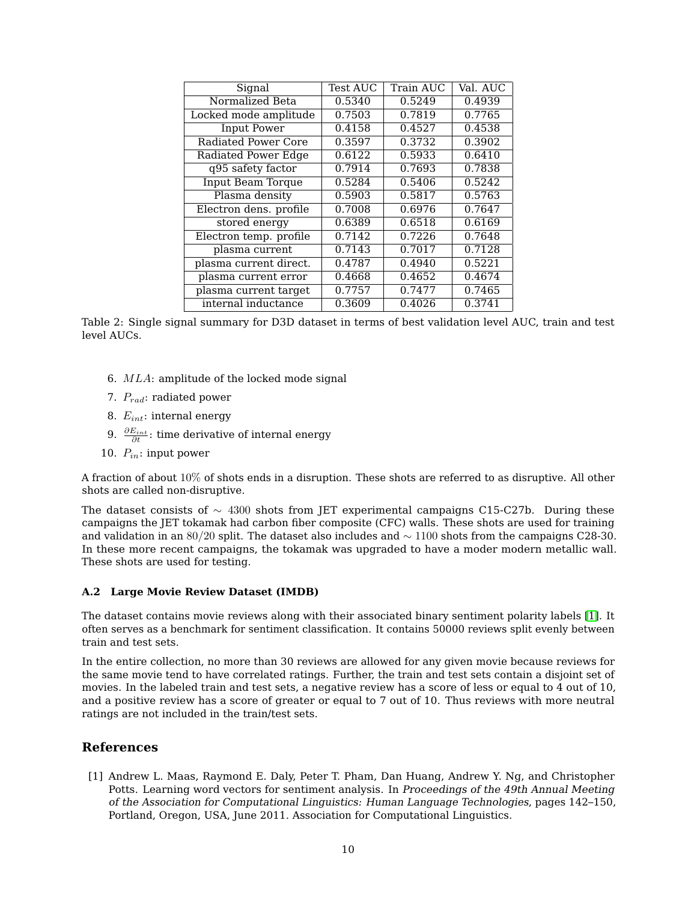| Signal | Test AUC | Train AUC | Val. AUC |
|---|---|---|---|
| Normalized Beta | 0.5340 | 0.5249 | 0.4939 |
| Locked mode amplitude | 0.7503 | 0.7819 | 0.7765 |
| Input Power | 0.4158 | 0.4527 | 0.4538 |
| Radiated Power Core | 0.3597 | 0.3732 | 0.3902 |
| Radiated Power Edge | 0.6122 | 0.5933 | 0.6410 |
| q95 safety factor | 0.7914 | 0.7693 | 0.7838 |
| Input Beam Torque | 0.5284 | 0.5406 | 0.5242 |
| Plasma density | 0.5903 | 0.5817 | 0.5763 |
| Electron dens. profile | 0.7008 | 0.6976 | 0.7647 |
| stored energy | 0.6389 | 0.6518 | 0.6169 |
| Electron temp. profile | 0.7142 | 0.7226 | 0.7648 |
| plasma current | 0.7143 | 0.7017 | 0.7128 |
| plasma current direct. | 0.4787 | 0.4940 | 0.5221 |
| plasma current error | 0.4668 | 0.4652 | 0.4674 |
| plasma current target | 0.7757 | 0.7477 | 0.7465 |
| internal inductance | 0.3609 | 0.4026 | 0.3741 |

Table 2: Single signal summary for D3D dataset in terms of best validation level AUC, train and test level AUCs.

6. $MLA$: amplitude of the locked mode signal
7. $P_{rad}$: radiated power
8. $E_{int}$: internal energy
9. $\frac{\partial E_{int}}{\partial t}$: time derivative of internal energy
10. $P_{in}$: input power

A fraction of about $10\%$ of shots ends in a disruption. These shots are referred to as disruptive. All other shots are called non-disruptive.

The dataset consists of $\sim 4300$ shots from JET experimental campaigns C15-C27b. During these campaigns the JET tokamak had carbon fiber composite (CFC) walls. These shots are used for training and validation in an $80/20$ split. The dataset also includes and $\sim 1100$ shots from the campaigns C28-30. In these more recent campaigns, the tokamak was upgraded to have a moder modern metallic wall. These shots are used for testing.

### A.2 Large Movie Review Dataset (IMDB)

The dataset contains movie reviews along with their associated binary sentiment polarity labels [1]. It often serves as a benchmark for sentiment classification. It contains 50000 reviews split evenly between train and test sets.

In the entire collection, no more than 30 reviews are allowed for any given movie because reviews for the same movie tend to have correlated ratings. Further, the train and test sets contain a disjoint set of movies. In the labeled train and test sets, a negative review has a score of less or equal to 4 out of 10, and a positive review has a score of greater or equal to 7 out of 10. Thus reviews with more neutral ratings are not included in the train/test sets.

## References

[1] Andrew L. Maas, Raymond E. Daly, Peter T. Pham, Dan Huang, Andrew Y. Ng, and Christopher Potts. Learning word vectors for sentiment analysis. In *Proceedings of the 49th Annual Meeting of the Association for Computational Linguistics: Human Language Technologies*, pages 142–150, Portland, Oregon, USA, June 2011. Association for Computational Linguistics.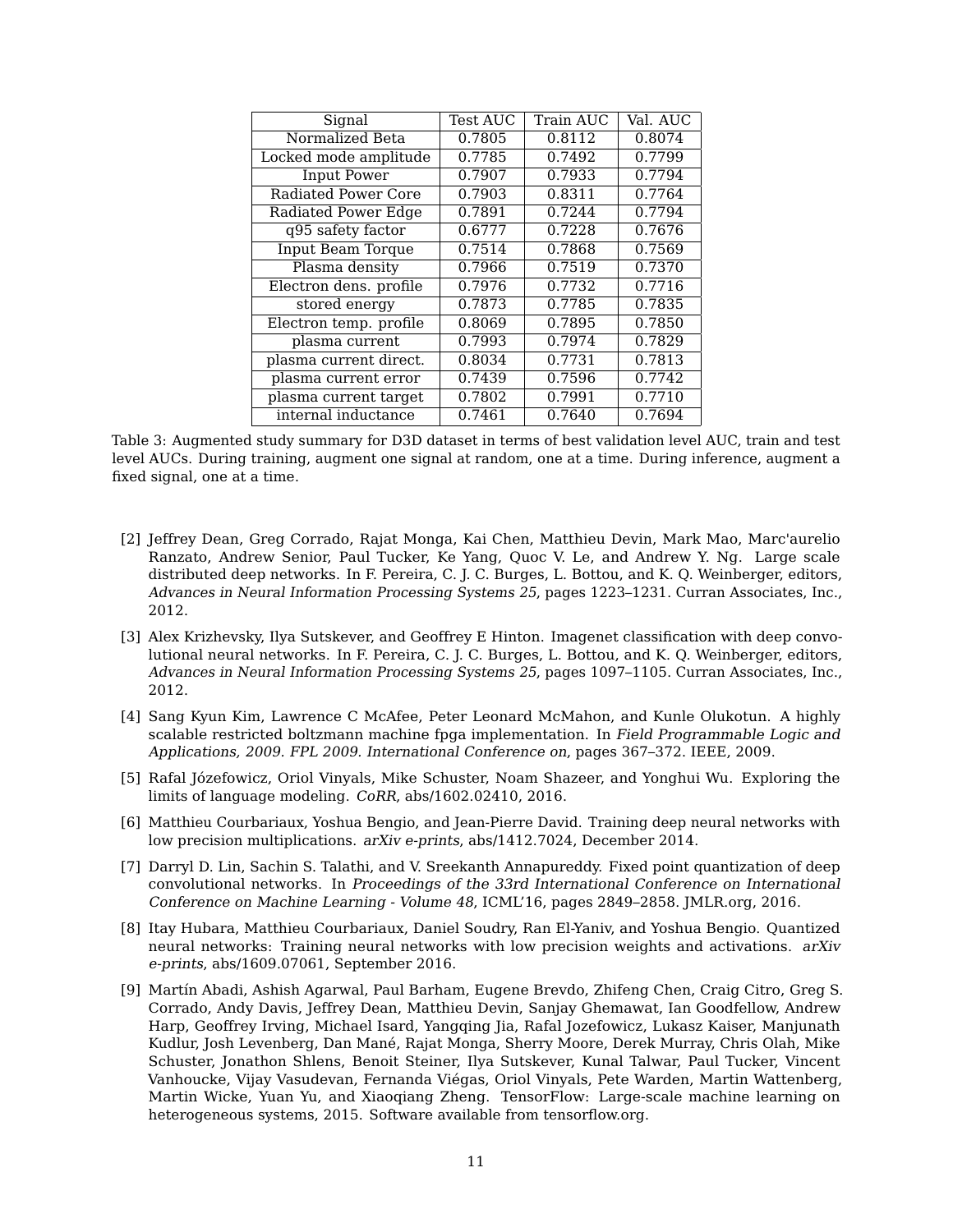| Signal | Test AUC | Train AUC | Val. AUC |
|---|---|---|---|
| Normalized Beta | 0.7805 | 0.8112 | 0.8074 |
| Locked mode amplitude | 0.7785 | 0.7492 | 0.7799 |
| Input Power | 0.7907 | 0.7933 | 0.7794 |
| Radiated Power Core | 0.7903 | 0.8311 | 0.7764 |
| Radiated Power Edge | 0.7891 | 0.7244 | 0.7794 |
| q95 safety factor | 0.6777 | 0.7228 | 0.7676 |
| Input Beam Torque | 0.7514 | 0.7868 | 0.7569 |
| Plasma density | 0.7966 | 0.7519 | 0.7370 |
| Electron dens. profile | 0.7976 | 0.7732 | 0.7716 |
| stored energy | 0.7873 | 0.7785 | 0.7835 |
| Electron temp. profile | 0.8069 | 0.7895 | 0.7850 |
| plasma current | 0.7993 | 0.7974 | 0.7829 |
| plasma current direct. | 0.8034 | 0.7731 | 0.7813 |
| plasma current error | 0.7439 | 0.7596 | 0.7742 |
| plasma current target | 0.7802 | 0.7991 | 0.7710 |
| internal inductance | 0.7461 | 0.7640 | 0.7694 |

Table 3: Augmented study summary for D3D dataset in terms of best validation level AUC, train and test level AUCs. During training, augment one signal at random, one at a time. During inference, augment a fixed signal, one at a time.

[2] Jeffrey Dean, Greg Corrado, Rajat Monga, Kai Chen, Matthieu Devin, Mark Mao, Marc'aurelio Ranzato, Andrew Senior, Paul Tucker, Ke Yang, Quoc V. Le, and Andrew Y. Ng. Large scale distributed deep networks. In F. Pereira, C. J. C. Burges, L. Bottou, and K. Q. Weinberger, editors, *Advances in Neural Information Processing Systems 25*, pages 1223–1231. Curran Associates, Inc., 2012.

[3] Alex Krizhevsky, Ilya Sutskever, and Geoffrey E Hinton. Imagenet classification with deep convolutional neural networks. In F. Pereira, C. J. C. Burges, L. Bottou, and K. Q. Weinberger, editors, *Advances in Neural Information Processing Systems 25*, pages 1097–1105. Curran Associates, Inc., 2012.

[4] Sang Kyun Kim, Lawrence C McAfee, Peter Leonard McMahon, and Kunle Olukotun. A highly scalable restricted boltzmann machine fpga implementation. In *Field Programmable Logic and Applications, 2009. FPL 2009. International Conference on*, pages 367–372. IEEE, 2009.

[5] Rafal Józefowicz, Oriol Vinyals, Mike Schuster, Noam Shazeer, and Yonghui Wu. Exploring the limits of language modeling. *CoRR*, abs/1602.02410, 2016.

[6] Matthieu Courbariaux, Yoshua Bengio, and Jean-Pierre David. Training deep neural networks with low precision multiplications. *arXiv e-prints*, abs/1412.7024, December 2014.

[7] Darryl D. Lin, Sachin S. Talathi, and V. Sreekanth Annapureddy. Fixed point quantization of deep convolutional networks. In *Proceedings of the 33rd International Conference on International Conference on Machine Learning - Volume 48*, ICML'16, pages 2849–2858. JMLR.org, 2016.

[8] Itay Hubara, Matthieu Courbariaux, Daniel Soudry, Ran El-Yaniv, and Yoshua Bengio. Quantized neural networks: Training neural networks with low precision weights and activations. *arXiv e-prints*, abs/1609.07061, September 2016.

[9] Martín Abadi, Ashish Agarwal, Paul Barham, Eugene Brevdo, Zhifeng Chen, Craig Citro, Greg S. Corrado, Andy Davis, Jeffrey Dean, Matthieu Devin, Sanjay Ghemawat, Ian Goodfellow, Andrew Harp, Geoffrey Irving, Michael Isard, Yangqing Jia, Rafal Jozefowicz, Lukasz Kaiser, Manjunath Kudlur, Josh Levenberg, Dan Mané, Rajat Monga, Sherry Moore, Derek Murray, Chris Olah, Mike Schuster, Jonathon Shlens, Benoit Steiner, Ilya Sutskever, Kunal Talwar, Paul Tucker, Vincent Vanhoucke, Vijay Vasudevan, Fernanda Viégas, Oriol Vinyals, Pete Warden, Martin Wattenberg, Martin Wicke, Yuan Yu, and Xiaoqiang Zheng. TensorFlow: Large-scale machine learning on heterogeneous systems, 2015. Software available from tensorflow.org.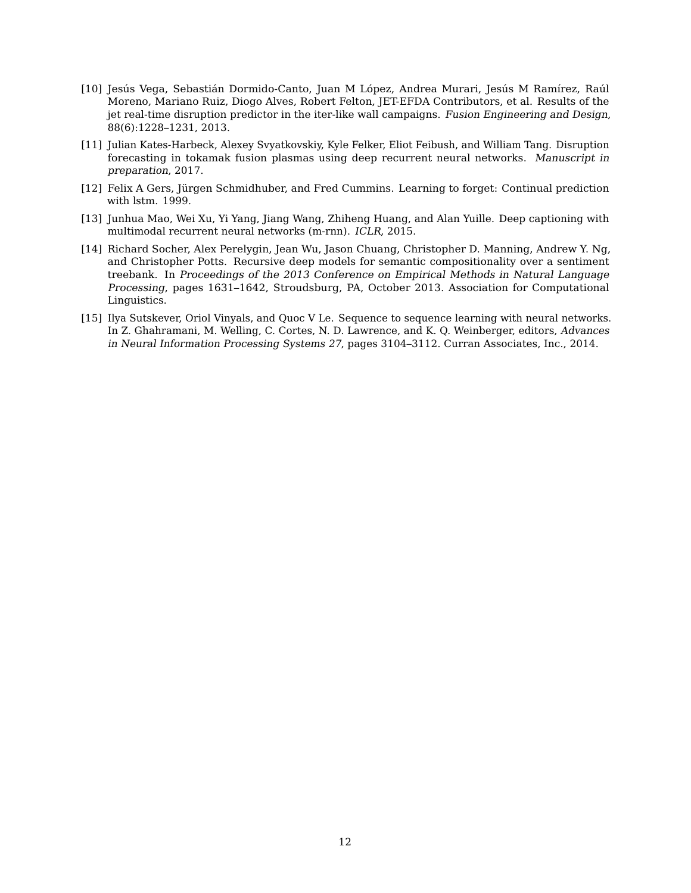[10] Jesús Vega, Sebastián Dormido-Canto, Juan M López, Andrea Murari, Jesús M Ramírez, Raúl Moreno, Mariano Ruiz, Diogo Alves, Robert Felton, JET-EFDA Contributors, et al. Results of the jet real-time disruption predictor in the iter-like wall campaigns. *Fusion Engineering and Design*, 88(6):1228–1231, 2013.

[11] Julian Kates-Harbeck, Alexey Svyatkovskiy, Kyle Felker, Eliot Feibush, and William Tang. Disruption forecasting in tokamak fusion plasmas using deep recurrent neural networks. *Manuscript in preparation*, 2017.

[12] Felix A Gers, Jürgen Schmidhuber, and Fred Cummins. Learning to forget: Continual prediction with lstm. 1999.

[13] Junhua Mao, Wei Xu, Yi Yang, Jiang Wang, Zhiheng Huang, and Alan Yuille. Deep captioning with multimodal recurrent neural networks (m-rnn). *ICLR*, 2015.

[14] Richard Socher, Alex Perelygin, Jean Wu, Jason Chuang, Christopher D. Manning, Andrew Y. Ng, and Christopher Potts. Recursive deep models for semantic compositionality over a sentiment treebank. In *Proceedings of the 2013 Conference on Empirical Methods in Natural Language Processing*, pages 1631–1642, Stroudsburg, PA, October 2013. Association for Computational Linguistics.

[15] Ilya Sutskever, Oriol Vinyals, and Quoc V Le. Sequence to sequence learning with neural networks. In Z. Ghahramani, M. Welling, C. Cortes, N. D. Lawrence, and K. Q. Weinberger, editors, *Advances in Neural Information Processing Systems 27*, pages 3104–3112. Curran Associates, Inc., 2014.